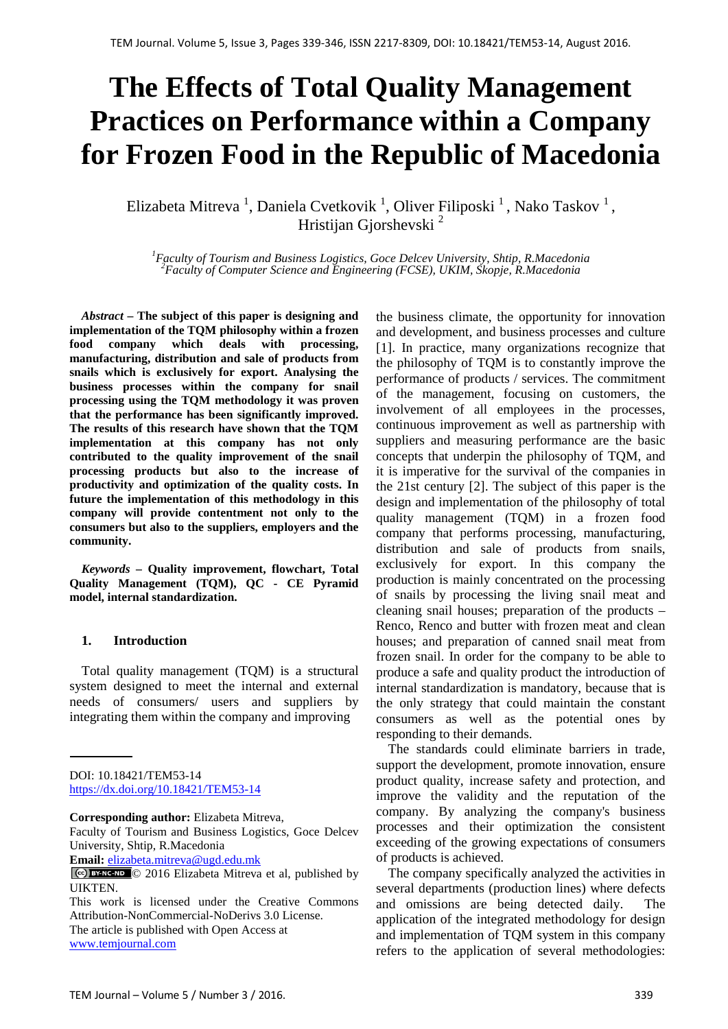# The Effects of Total Quality Management Practices on Performance within a Company for Frozen Food in the Republic of Macedonia

Elizabeta Mitreva [1], Daniela Cvetkovik [1], Oliver Filiposki [1], Nako Taskov [1], Hristijan Gjorshevski [2]

[1] *Faculty of Tourism and Business Logistics, Goce Delcev University, Shtip, R.Macedonia*
[2] *Faculty of Computer Science and Engineering (FCSE), UKIM, Skopje, R.Macedonia*

***Abstract*** **– The subject of this paper is designing and implementation of the TQM philosophy within a frozen food company which deals with processing, manufacturing, distribution and sale of products from snails which is exclusively for export. Analysing the business processes within the company for snail processing using the TQM methodology it was proven that the performance has been significantly improved. The results of this research have shown that the TQM implementation at this company has not only contributed to the quality improvement of the snail processing products but also to the increase of productivity and optimization of the quality costs. In future the implementation of this methodology in this company will provide contentment not only to the consumers but also to the suppliers, employers and the community.**

***Keywords*** **– Quality improvement, flowchart, Total Quality Management (TQM), QC - CE Pyramid model, internal standardization.**

## 1. Introduction

Total quality management (TQM) is a structural system designed to meet the internal and external needs of consumers/ users and suppliers by integrating them within the company and improving the business climate, the opportunity for innovation and development, and business processes and culture [1]. In practice, many organizations recognize that the philosophy of TQM is to constantly improve the performance of products / services. The commitment of the management, focusing on customers, the involvement of all employees in the processes, continuous improvement as well as partnership with suppliers and measuring performance are the basic concepts that underpin the philosophy of TQM, and it is imperative for the survival of the companies in the 21st century [2]. The subject of this paper is the design and implementation of the philosophy of total quality management (TQM) in a frozen food company that performs processing, manufacturing, distribution and sale of products from snails, exclusively for export. In this company the production is mainly concentrated on the processing of snails by processing the living snail meat and cleaning snail houses; preparation of the products – Renco, Renco and butter with frozen meat and clean houses; and preparation of canned snail meat from frozen snail. In order for the company to be able to produce a safe and quality product the introduction of internal standardization is mandatory, because that is the only strategy that could maintain the constant consumers as well as the potential ones by responding to their demands.

The standards could eliminate barriers in trade, support the development, promote innovation, ensure product quality, increase safety and protection, and improve the validity and the reputation of the company. By analyzing the company's business processes and their optimization the consistent exceeding of the growing expectations of consumers of products is achieved.

The company specifically analyzed the activities in several departments (production lines) where defects and omissions are being detected daily. The application of the integrated methodology for design and implementation of TQM system in this company refers to the application of several methodologies:

---

DOI: 10.18421/TEM53-14
https://dx.doi.org/10.18421/TEM53-14

**Corresponding author:** Elizabeta Mitreva,
Faculty of Tourism and Business Logistics, Goce Delcev University, Shtip, R.Macedonia
**Email:** elizabeta.mitreva@ugd.edu.mk

© 2016 Elizabeta Mitreva et al, published by UIKTEN.

This work is licensed under the Creative Commons Attribution-NonCommercial-NoDerivs 3.0 License.

The article is published with Open Access at www.temjournal.com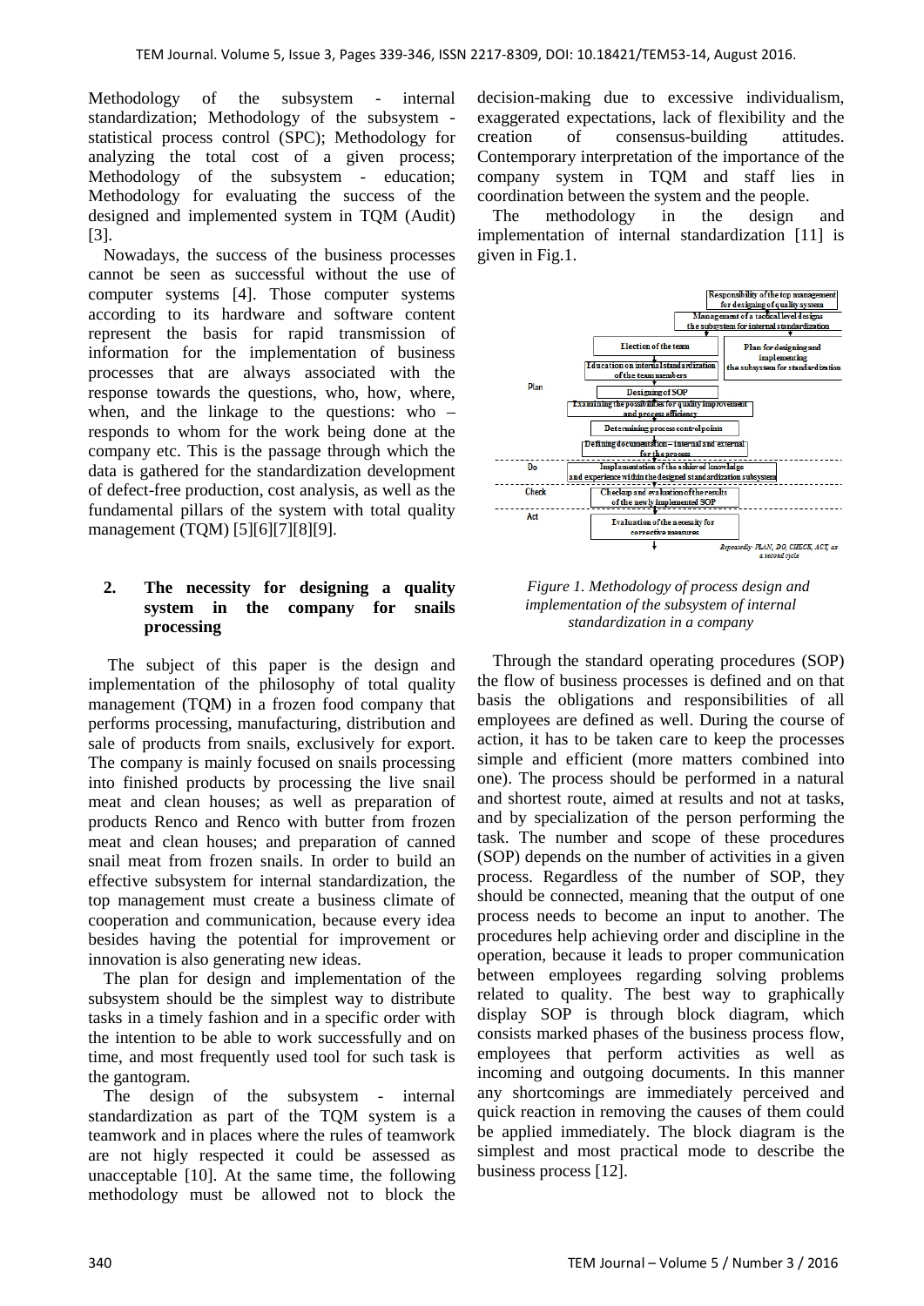Methodology of the subsystem - internal standardization; Methodology of the subsystem - statistical process control (SPC); Methodology for analyzing the total cost of a given process; Methodology of the subsystem - education; Methodology for evaluating the success of the designed and implemented system in TQM (Audit) [3].

Nowadays, the success of the business processes cannot be seen as successful without the use of computer systems [4]. Those computer systems according to its hardware and software content represent the basis for rapid transmission of information for the implementation of business processes that are always associated with the response towards the questions, who, how, where, when, and the linkage to the questions: who – responds to whom for the work being done at the company etc. This is the passage through which the data is gathered for the standardization development of defect-free production, cost analysis, as well as the fundamental pillars of the system with total quality management (TQM) [5][6][7][8][9].

## 2. The necessity for designing a quality system in the company for snails processing

The subject of this paper is the design and implementation of the philosophy of total quality management (TQM) in a frozen food company that performs processing, manufacturing, distribution and sale of products from snails, exclusively for export. The company is mainly focused on snails processing into finished products by processing the live snail meat and clean houses; as well as preparation of products Renco and Renco with butter from frozen meat and clean houses; and preparation of canned snail meat from frozen snails. In order to build an effective subsystem for internal standardization, the top management must create a business climate of cooperation and communication, because every idea besides having the potential for improvement or innovation is also generating new ideas.

The plan for design and implementation of the subsystem should be the simplest way to distribute tasks in a timely fashion and in a specific order with the intention to be able to work successfully and on time, and most frequently used tool for such task is the gantogram.

The design of the subsystem - internal standardization as part of the TQM system is a teamwork and in places where the rules of teamwork are not higly respected it could be assessed as unacceptable [10]. At the same time, the following methodology must be allowed not to block the decision-making due to excessive individualism, exaggerated expectations, lack of flexibility and the creation of consensus-building attitudes. Contemporary interpretation of the importance of the company system in TQM and staff lies in coordination between the system and the people.

The methodology in the design and implementation of internal standardization [11] is given in Fig.1.

*Figure 1. Methodology of process design and implementation of the subsystem of internal standardization in a company*

Through the standard operating procedures (SOP) the flow of business processes is defined and on that basis the obligations and responsibilities of all employees are defined as well. During the course of action, it has to be taken care to keep the processes simple and efficient (more matters combined into one). The process should be performed in a natural and shortest route, aimed at results and not at tasks, and by specialization of the person performing the task. The number and scope of these procedures (SOP) depends on the number of activities in a given process. Regardless of the number of SOP, they should be connected, meaning that the output of one process needs to become an input to another. The procedures help achieving order and discipline in the operation, because it leads to proper communication between employees regarding solving problems related to quality. The best way to graphically display SOP is through block diagram, which consists marked phases of the business process flow, employees that perform activities as well as incoming and outgoing documents. In this manner any shortcomings are immediately perceived and quick reaction in removing the causes of them could be applied immediately. The block diagram is the simplest and most practical mode to describe the business process [12].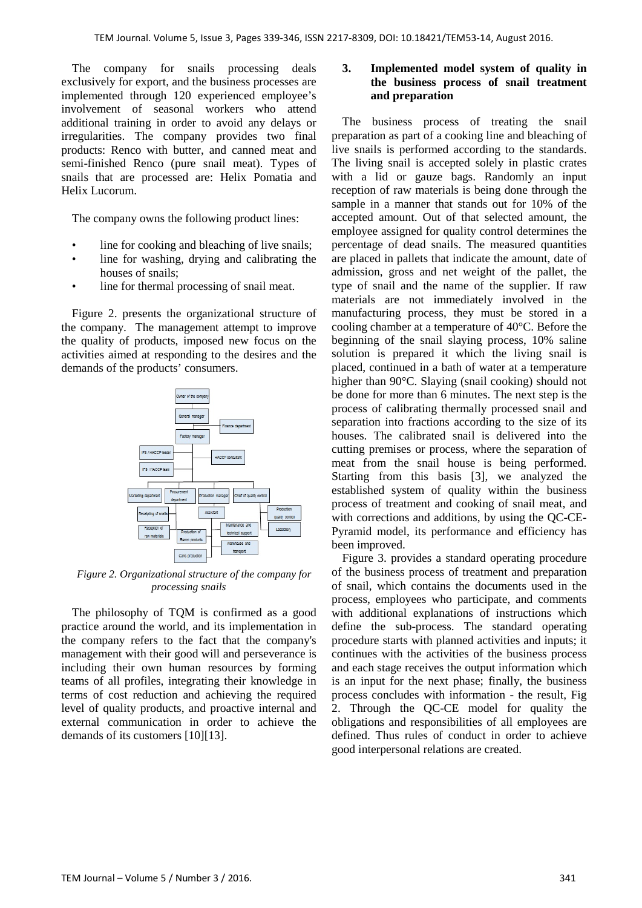The company for snails processing deals exclusively for export, and the business processes are implemented through 120 experienced employee's involvement of seasonal workers who attend additional training in order to avoid any delays or irregularities. The company provides two final products: Renco with butter, and canned meat and semi-finished Renco (pure snail meat). Types of snails that are processed are: Helix Pomatia and Helix Lucorum.

The company owns the following product lines:

- line for cooking and bleaching of live snails;
- line for washing, drying and calibrating the houses of snails;
- line for thermal processing of snail meat.

Figure 2. presents the organizational structure of the company. The management attempt to improve the quality of products, imposed new focus on the activities aimed at responding to the desires and the demands of the products' consumers.

*Figure 2. Organizational structure of the company for processing snails*

The philosophy of TQM is confirmed as a good practice around the world, and its implementation in the company refers to the fact that the company's management with their good will and perseverance is including their own human resources by forming teams of all profiles, integrating their knowledge in terms of cost reduction and achieving the required level of quality products, and proactive internal and external communication in order to achieve the demands of its customers [10][13].

## 3. Implemented model system of quality in the business process of snail treatment and preparation

The business process of treating the snail preparation as part of a cooking line and bleaching of live snails is performed according to the standards. The living snail is accepted solely in plastic crates with a lid or gauze bags. Randomly an input reception of raw materials is being done through the sample in a manner that stands out for 10% of the accepted amount. Out of that selected amount, the employee assigned for quality control determines the percentage of dead snails. The measured quantities are placed in pallets that indicate the amount, date of admission, gross and net weight of the pallet, the type of snail and the name of the supplier. If raw materials are not immediately involved in the manufacturing process, they must be stored in a cooling chamber at a temperature of 40°C. Before the beginning of the snail slaying process, 10% saline solution is prepared it which the living snail is placed, continued in a bath of water at a temperature higher than 90°C. Slaying (snail cooking) should not be done for more than 6 minutes. The next step is the process of calibrating thermally processed snail and separation into fractions according to the size of its houses. The calibrated snail is delivered into the cutting premises or process, where the separation of meat from the snail house is being performed. Starting from this basis [3], we analyzed the established system of quality within the business process of treatment and cooking of snail meat, and with corrections and additions, by using the QC-CE-Pyramid model, its performance and efficiency has been improved.

Figure 3. provides a standard operating procedure of the business process of treatment and preparation of snail, which contains the documents used in the process, employees who participate, and comments with additional explanations of instructions which define the sub-process. The standard operating procedure starts with planned activities and inputs; it continues with the activities of the business process and each stage receives the output information which is an input for the next phase; finally, the business process concludes with information - the result, Fig 2. Through the QC-CE model for quality the obligations and responsibilities of all employees are defined. Thus rules of conduct in order to achieve good interpersonal relations are created.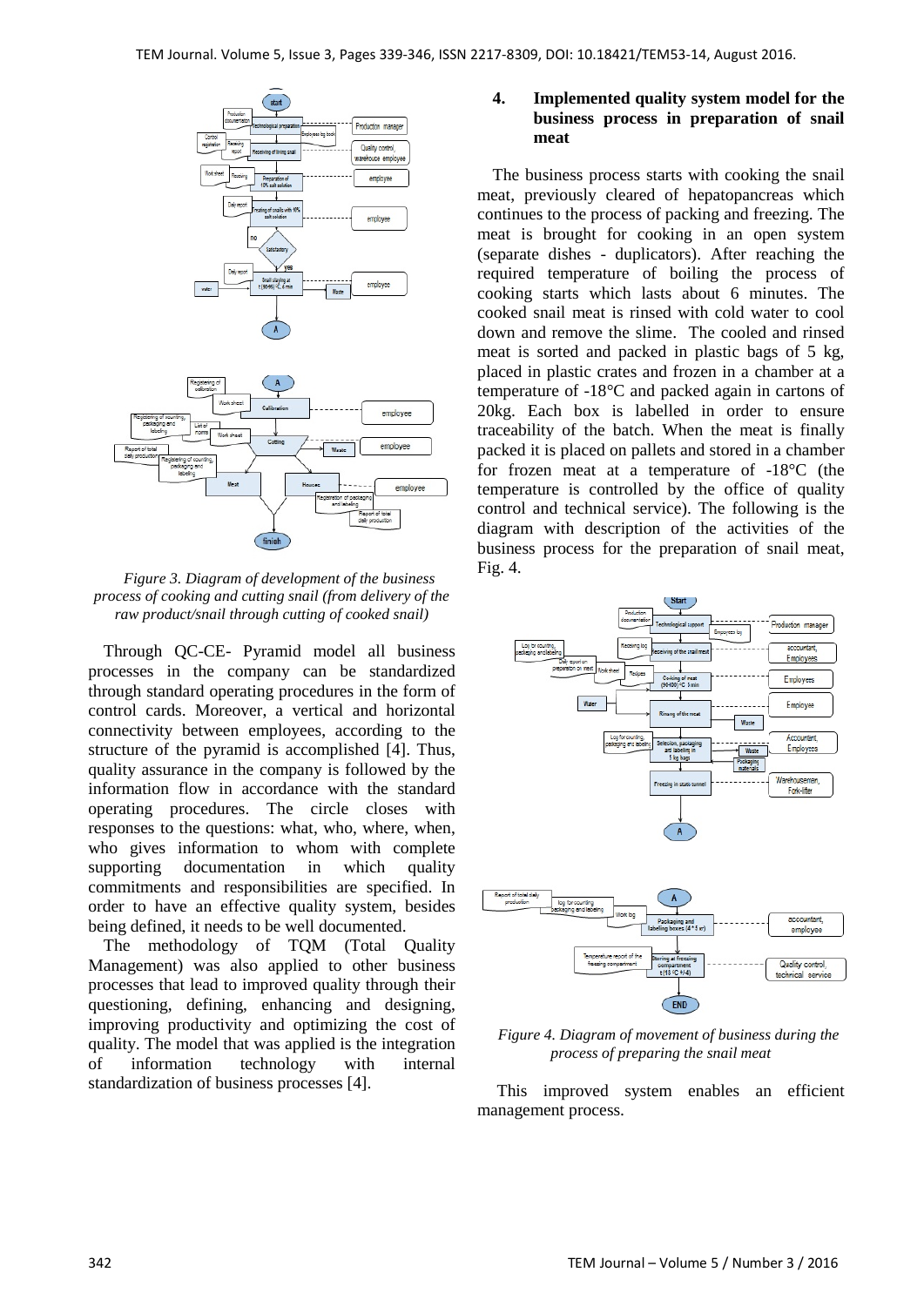*Figure 3. Diagram of development of the business process of cooking and cutting snail (from delivery of the raw product/snail through cutting of cooked snail)*

Through QC-CE- Pyramid model all business processes in the company can be standardized through standard operating procedures in the form of control cards. Moreover, a vertical and horizontal connectivity between employees, according to the structure of the pyramid is accomplished [4]. Thus, quality assurance in the company is followed by the information flow in accordance with the standard operating procedures. The circle closes with responses to the questions: what, who, where, when, who gives information to whom with complete supporting documentation in which quality commitments and responsibilities are specified. In order to have an effective quality system, besides being defined, it needs to be well documented.

The methodology of TQM (Total Quality Management) was also applied to other business processes that lead to improved quality through their questioning, defining, enhancing and designing, improving productivity and optimizing the cost of quality. The model that was applied is the integration of information technology with internal standardization of business processes [4].

## 4. Implemented quality system model for the business process in preparation of snail meat

The business process starts with cooking the snail meat, previously cleared of hepatopancreas which continues to the process of packing and freezing. The meat is brought for cooking in an open system (separate dishes - duplicators). After reaching the required temperature of boiling the process of cooking starts which lasts about 6 minutes. The cooked snail meat is rinsed with cold water to cool down and remove the slime. The cooled and rinsed meat is sorted and packed in plastic bags of 5 kg, placed in plastic crates and frozen in a chamber at a temperature of -18°C and packed again in cartons of 20kg. Each box is labelled in order to ensure traceability of the batch. When the meat is finally packed it is placed on pallets and stored in a chamber for frozen meat at a temperature of -18°C (the temperature is controlled by the office of quality control and technical service). The following is the diagram with description of the activities of the business process for the preparation of snail meat, Fig. 4.

*Figure 4. Diagram of movement of business during the process of preparing the snail meat*

This improved system enables an efficient management process.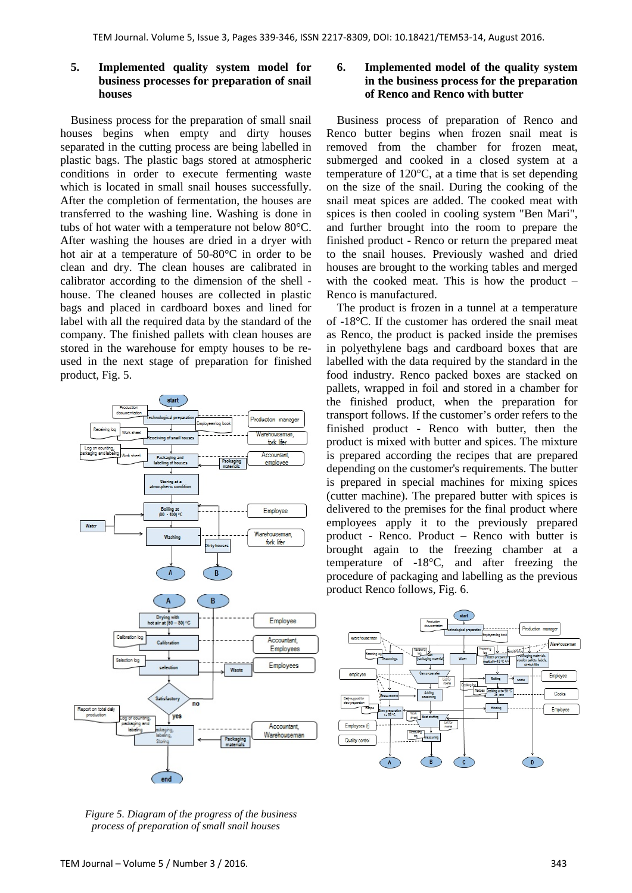## 5. Implemented quality system model for business processes for preparation of snail houses

Business process for the preparation of small snail houses begins when empty and dirty houses separated in the cutting process are being labelled in plastic bags. The plastic bags stored at atmospheric conditions in order to execute fermenting waste which is located in small snail houses successfully. After the completion of fermentation, the houses are transferred to the washing line. Washing is done in tubs of hot water with a temperature not below 80°C. After washing the houses are dried in a dryer with hot air at a temperature of 50-80°C in order to be clean and dry. The clean houses are calibrated in calibrator according to the dimension of the shell - house. The cleaned houses are collected in plastic bags and placed in cardboard boxes and lined for label with all the required data by the standard of the company. The finished pallets with clean houses are stored in the warehouse for empty houses to be re-used in the next stage of preparation for finished product, Fig. 5.

*Figure 5. Diagram of the progress of the business process of preparation of small snail houses*

## 6. Implemented model of the quality system in the business process for the preparation of Renco and Renco with butter

Business process of preparation of Renco and Renco butter begins when frozen snail meat is removed from the chamber for frozen meat, submerged and cooked in a closed system at a temperature of 120°C, at a time that is set depending on the size of the snail. During the cooking of the snail meat spices are added. The cooked meat with spices is then cooled in cooling system "Ben Mari", and further brought into the room to prepare the finished product - Renco or return the prepared meat to the snail houses. Previously washed and dried houses are brought to the working tables and merged with the cooked meat. This is how the product – Renco is manufactured.

The product is frozen in a tunnel at a temperature of -18°C. If the customer has ordered the snail meat as Renco, the product is packed inside the premises in polyethylene bags and cardboard boxes that are labelled with the data required by the standard in the food industry. Renco packed boxes are stacked on pallets, wrapped in foil and stored in a chamber for the finished product, when the preparation for transport follows. If the customer's order refers to the finished product - Renco with butter, then the product is mixed with butter and spices. The mixture is prepared according the recipes that are prepared depending on the customer's requirements. The butter is prepared in special machines for mixing spices (cutter machine). The prepared butter with spices is delivered to the premises for the final product where employees apply it to the previously prepared product - Renco. Product – Renco with butter is brought again to the freezing chamber at a temperature of -18°C, and after freezing the procedure of packaging and labelling as the previous product Renco follows, Fig. 6.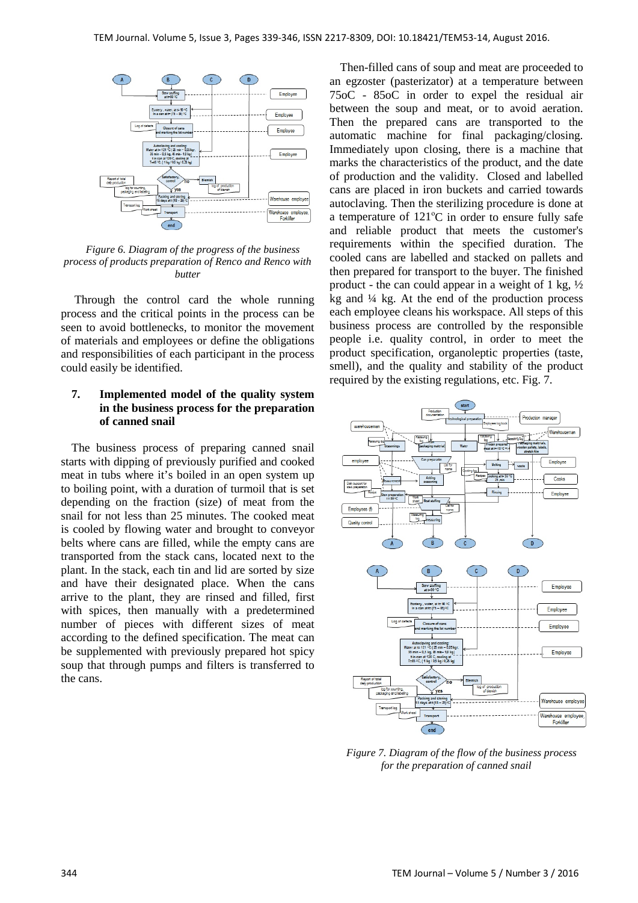*Figure 6. Diagram of the progress of the business process of products preparation of Renco and Renco with butter*

Through the control card the whole running process and the critical points in the process can be seen to avoid bottlenecks, to monitor the movement of materials and employees or define the obligations and responsibilities of each participant in the process could easily be identified.

## 7. Implemented model of the quality system in the business process for the preparation of canned snail

The business process of preparing canned snail starts with dipping of previously purified and cooked meat in tubs where it's boiled in an open system up to boiling point, with a duration of turmoil that is set depending on the fraction (size) of meat from the snail for not less than 25 minutes. The cooked meat is cooled by flowing water and brought to conveyor belts where cans are filled, while the empty cans are transported from the stack cans, located next to the plant. In the stack, each tin and lid are sorted by size and have their designated place. When the cans arrive to the plant, they are rinsed and filled, first with spices, then manually with a predetermined number of pieces with different sizes of meat according to the defined specification. The meat can be supplemented with previously prepared hot spicy soup that through pumps and filters is transferred to the cans.

Then-filled cans of soup and meat are proceeded to an egzoster (pasterizator) at a temperature between 75oC - 85oC in order to expel the residual air between the soup and meat, or to avoid aeration. Then the prepared cans are transported to the automatic machine for final packaging/closing. Immediately upon closing, there is a machine that marks the characteristics of the product, and the date of production and the validity. Closed and labelled cans are placed in iron buckets and carried towards autoclaving. Then the sterilizing procedure is done at a temperature of 121°C in order to ensure fully safe and reliable product that meets the customer's requirements within the specified duration. The cooled cans are labelled and stacked on pallets and then prepared for transport to the buyer. The finished product - the can could appear in a weight of 1 kg, ½ kg and ¼ kg. At the end of the production process each employee cleans his workspace. All steps of this business process are controlled by the responsible people i.e. quality control, in order to meet the product specification, organoleptic properties (taste, smell), and the quality and stability of the product required by the existing regulations, etc. Fig. 7.

*Figure 7. Diagram of the flow of the business process for the preparation of canned snail*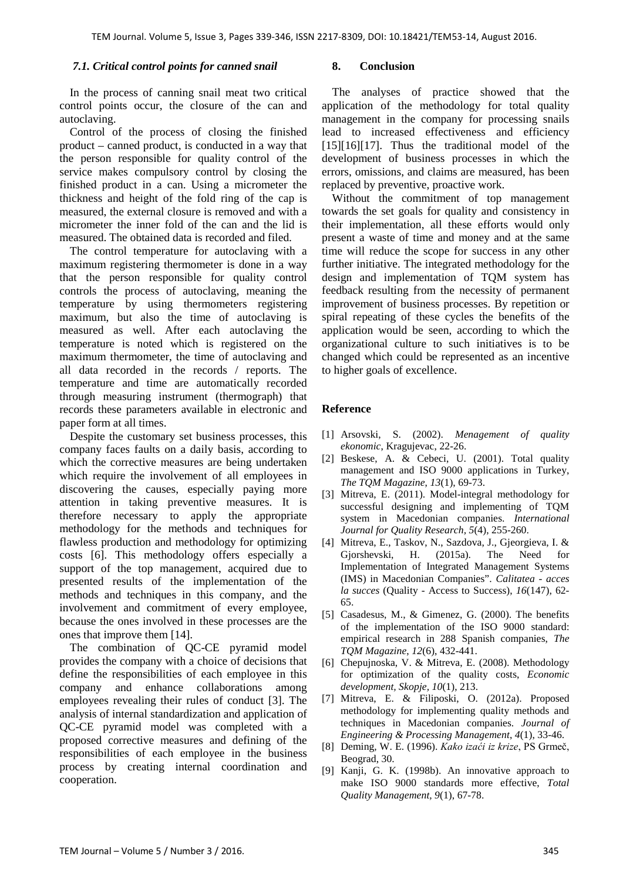### *7.1. Critical control points for canned snail*

In the process of canning snail meat two critical control points occur, the closure of the can and autoclaving.

Control of the process of closing the finished product – canned product, is conducted in a way that the person responsible for quality control of the service makes compulsory control by closing the finished product in a can. Using a micrometer the thickness and height of the fold ring of the cap is measured, the external closure is removed and with a micrometer the inner fold of the can and the lid is measured. The obtained data is recorded and filed.

The control temperature for autoclaving with a maximum registering thermometer is done in a way that the person responsible for quality control controls the process of autoclaving, meaning the temperature by using thermometers registering maximum, but also the time of autoclaving is measured as well. After each autoclaving the temperature is noted which is registered on the maximum thermometer, the time of autoclaving and all data recorded in the records / reports. The temperature and time are automatically recorded through measuring instrument (thermograph) that records these parameters available in electronic and paper form at all times.

Despite the customary set business processes, this company faces faults on a daily basis, according to which the corrective measures are being undertaken which require the involvement of all employees in discovering the causes, especially paying more attention in taking preventive measures. It is therefore necessary to apply the appropriate methodology for the methods and techniques for flawless production and methodology for optimizing costs [6]. This methodology offers especially a support of the top management, acquired due to presented results of the implementation of the methods and techniques in this company, and the involvement and commitment of every employee, because the ones involved in these processes are the ones that improve them [14].

The combination of QC-CE pyramid model provides the company with a choice of decisions that define the responsibilities of each employee in this company and enhance collaborations among employees revealing their rules of conduct [3]. The analysis of internal standardization and application of QC-CE pyramid model was completed with a proposed corrective measures and defining of the responsibilities of each employee in the business process by creating internal coordination and cooperation.

## 8. Conclusion

The analyses of practice showed that the application of the methodology for total quality management in the company for processing snails lead to increased effectiveness and efficiency [15][16][17]. Thus the traditional model of the development of business processes in which the errors, omissions, and claims are measured, has been replaced by preventive, proactive work.

Without the commitment of top management towards the set goals for quality and consistency in their implementation, all these efforts would only present a waste of time and money and at the same time will reduce the scope for success in any other further initiative. The integrated methodology for the design and implementation of TQM system has feedback resulting from the necessity of permanent improvement of business processes. By repetition or spiral repeating of these cycles the benefits of the application would be seen, according to which the organizational culture to such initiatives is to be changed which could be represented as an incentive to higher goals of excellence.

## Reference

[1] Arsovski, S. (2002). *Menagement of quality ekonomic*, Kragujevac, 22-26.

[2] Beskese, A. & Cebeci, U. (2001). Total quality management and ISO 9000 applications in Turkey, *The TQM Magazine*, *13*(1), 69-73.

[3] Mitreva, E. (2011). Model-integral methodology for successful designing and implementing of TQM system in Macedonian companies. *International Journal for Quality Research*, *5*(4), 255-260.

[4] Mitreva, E., Taskov, N., Sazdova, J., Gjeorgieva, I. & Gjorshevski, H. (2015a). The Need for Implementation of Integrated Management Systems (IMS) in Macedonian Companies". *Calitatea - acces la succes* (Quality - Access to Success), *16*(147), 62-65.

[5] Casadesus, M., & Gimenez, G. (2000). The benefits of the implementation of the ISO 9000 standard: empirical research in 288 Spanish companies, *The TQM Magazine*, *12*(6), 432-441.

[6] Chepujnoska, V. & Mitreva, E. (2008). Methodology for optimization of the quality costs, *Economic development, Skopje*, *10*(1), 213.

[7] Mitreva, E. & Filiposki, O. (2012a). Proposed methodology for implementing quality methods and techniques in Macedonian companies. *Journal of Engineering & Processing Management*, *4*(1), 33-46.

[8] Deming, W. E. (1996). *Kako izaći iz krize*, PS Grmeč, Beograd, 30.

[9] Kanji, G. K. (1998b). An innovative approach to make ISO 9000 standards more effective, *Total Quality Management*, *9*(1), 67-78.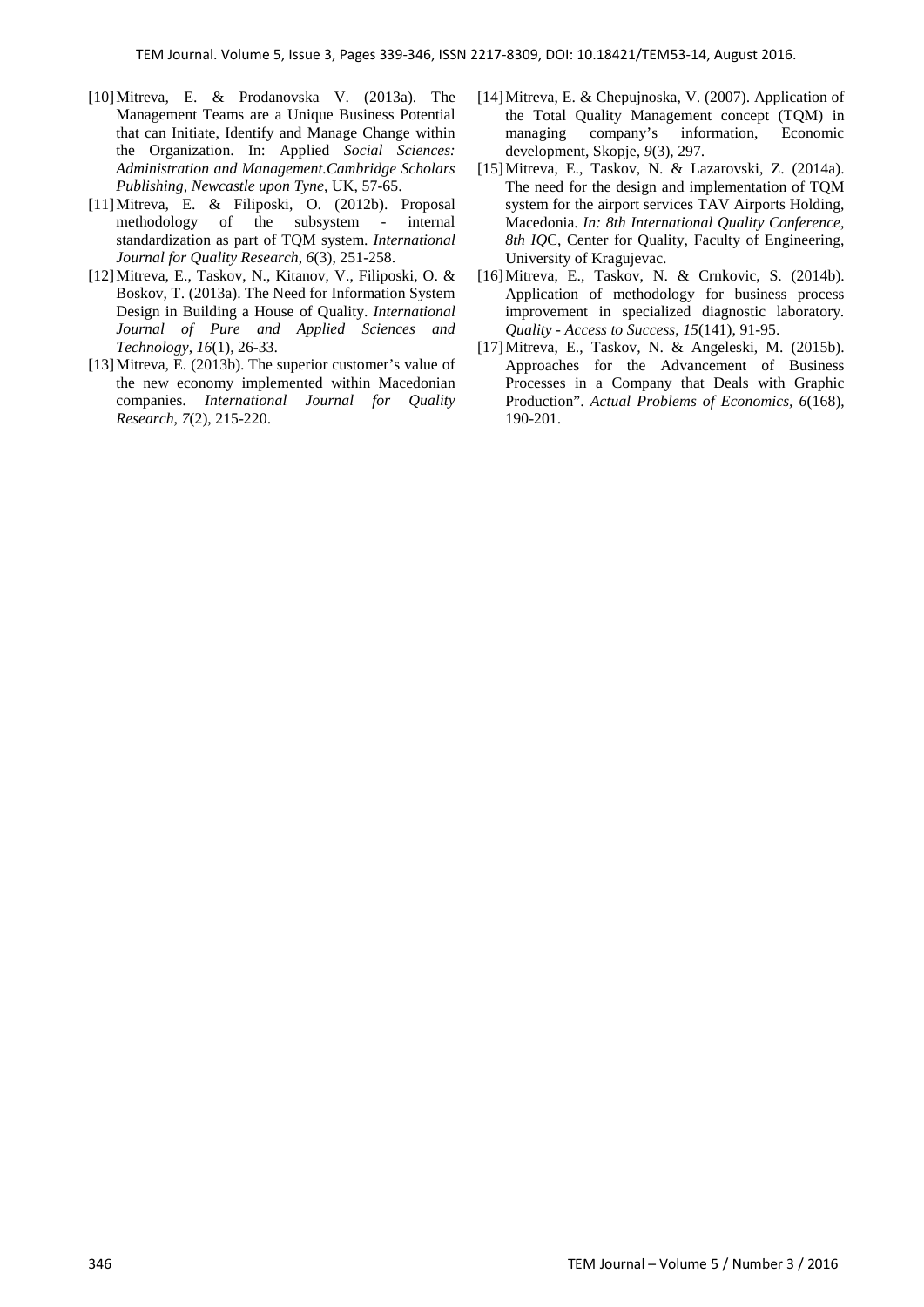[10] Mitreva, E. & Prodanovska V. (2013a). The Management Teams are a Unique Business Potential that can Initiate, Identify and Manage Change within the Organization. In: Applied *Social Sciences: Administration and Management.Cambridge Scholars Publishing, Newcastle upon Tyne*, UK, 57-65.

[11] Mitreva, E. & Filiposki, O. (2012b). Proposal methodology of the subsystem - internal standardization as part of TQM system. *International Journal for Quality Research*, *6*(3), 251-258.

[12] Mitreva, E., Taskov, N., Kitanov, V., Filiposki, O. & Boskov, T. (2013a). The Need for Information System Design in Building a House of Quality. *International Journal of Pure and Applied Sciences and Technology*, *16*(1), 26-33.

[13] Mitreva, E. (2013b). The superior customer's value of the new economy implemented within Macedonian companies. *International Journal for Quality Research, 7*(2), 215-220.

[14] Mitreva, E. & Chepujnoska, V. (2007). Application of the Total Quality Management concept (TQM) in managing company's information, Economic development, Skopje, *9*(3), 297.

[15] Mitreva, E., Taskov, N. & Lazarovski, Z. (2014a). The need for the design and implementation of TQM system for the airport services TAV Airports Holding, Macedonia. *In: 8th International Quality Conference, 8th IQ*C, Center for Quality, Faculty of Engineering, University of Kragujevac.

[16] Mitreva, E., Taskov, N. & Crnkovic, S. (2014b). Application of methodology for business process improvement in specialized diagnostic laboratory. *Quality - Access to Success*, *15*(141), 91-95.

[17] Mitreva, E., Taskov, N. & Angeleski, M. (2015b). Approaches for the Advancement of Business Processes in a Company that Deals with Graphic Production". *Actual Problems of Economics, 6*(168), 190-201.